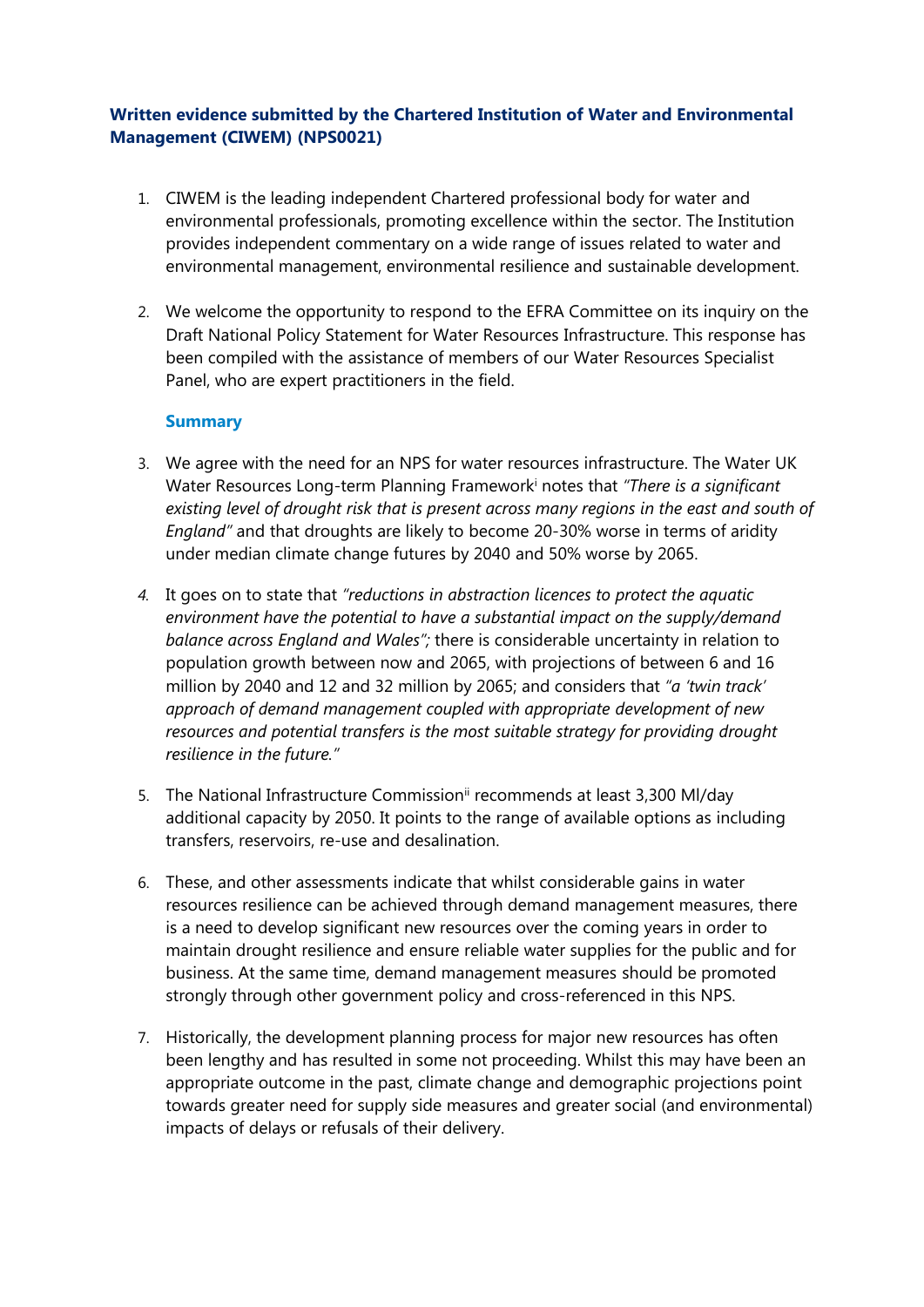**Written evidence submitted by the Chartered Institution of Water and Environmental Management (CIWEM) (NPS0021)**

1. CIWEM is the leading independent Chartered professional body for water and environmental professionals, promoting excellence within the sector. The Institution provides independent commentary on a wide range of issues related to water and environmental management, environmental resilience and sustainable development.

2. We welcome the opportunity to respond to the EFRA Committee on its inquiry on the Draft National Policy Statement for Water Resources Infrastructure. This response has been compiled with the assistance of members of our Water Resources Specialist Panel, who are expert practitioners in the field.

**Summary**

3. We agree with the need for an NPS for water resources infrastructure. The Water UK Water Resources Long-term Planning Framework[i] notes that *"There is a significant existing level of drought risk that is present across many regions in the east and south of England"* and that droughts are likely to become 20-30% worse in terms of aridity under median climate change futures by 2040 and 50% worse by 2065.

4. It goes on to state that *"reductions in abstraction licences to protect the aquatic environment have the potential to have a substantial impact on the supply/demand balance across England and Wales";* there is considerable uncertainty in relation to population growth between now and 2065, with projections of between 6 and 16 million by 2040 and 12 and 32 million by 2065; and considers that *"a 'twin track' approach of demand management coupled with appropriate development of new resources and potential transfers is the most suitable strategy for providing drought resilience in the future."*

5. The National Infrastructure Commission[ii] recommends at least 3,300 Ml/day additional capacity by 2050. It points to the range of available options as including transfers, reservoirs, re-use and desalination.

6. These, and other assessments indicate that whilst considerable gains in water resources resilience can be achieved through demand management measures, there is a need to develop significant new resources over the coming years in order to maintain drought resilience and ensure reliable water supplies for the public and for business. At the same time, demand management measures should be promoted strongly through other government policy and cross-referenced in this NPS.

7. Historically, the development planning process for major new resources has often been lengthy and has resulted in some not proceeding. Whilst this may have been an appropriate outcome in the past, climate change and demographic projections point towards greater need for supply side measures and greater social (and environmental) impacts of delays or refusals of their delivery.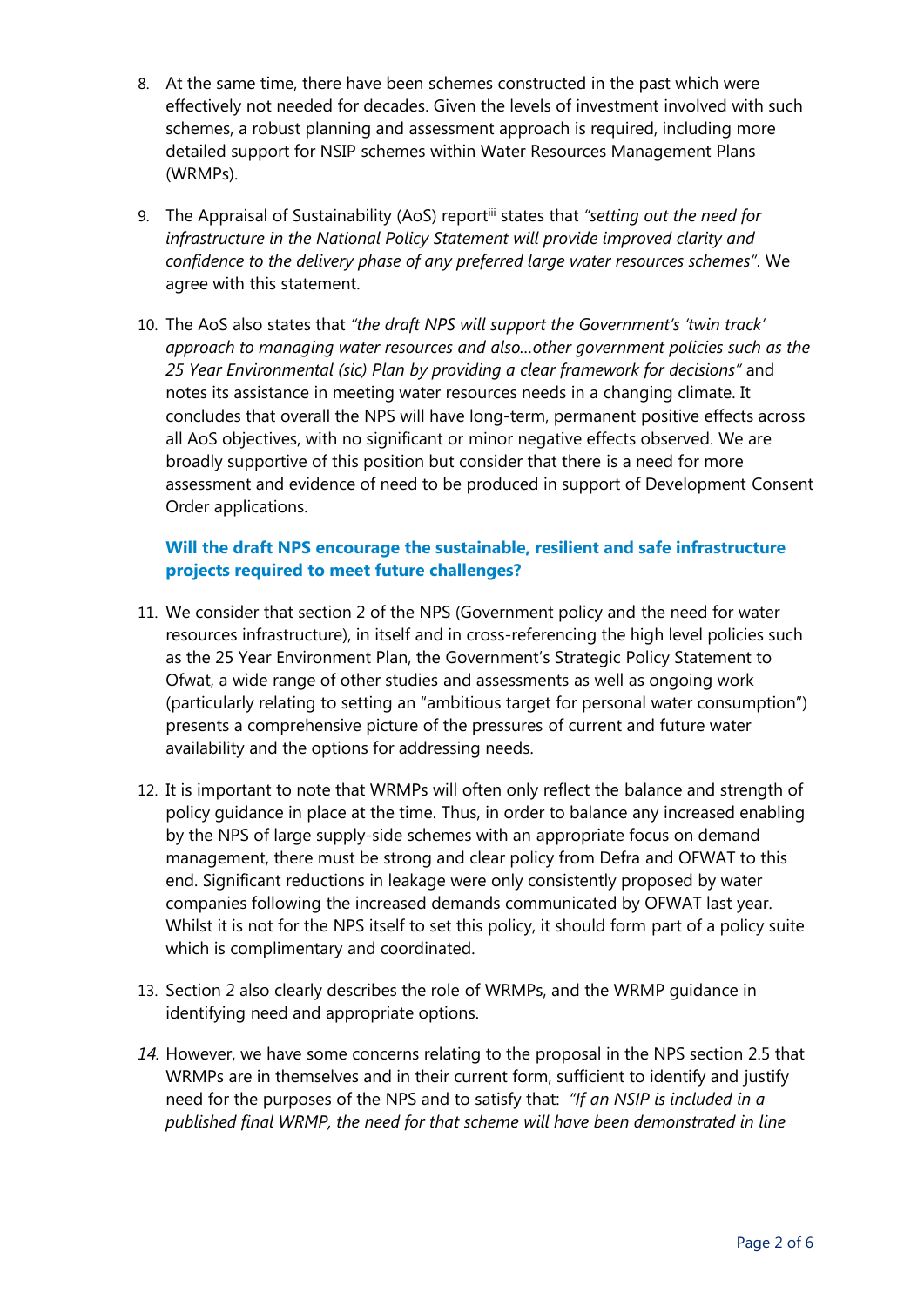8. At the same time, there have been schemes constructed in the past which were effectively not needed for decades. Given the levels of investment involved with such schemes, a robust planning and assessment approach is required, including more detailed support for NSIP schemes within Water Resources Management Plans (WRMPs).

9. The Appraisal of Sustainability (AoS) report[iii] states that *"setting out the need for infrastructure in the National Policy Statement will provide improved clarity and confidence to the delivery phase of any preferred large water resources schemes"*. We agree with this statement.

10. The AoS also states that *"the draft NPS will support the Government's 'twin track' approach to managing water resources and also…other government policies such as the 25 Year Environmental (sic) Plan by providing a clear framework for decisions"* and notes its assistance in meeting water resources needs in a changing climate. It concludes that overall the NPS will have long-term, permanent positive effects across all AoS objectives, with no significant or minor negative effects observed. We are broadly supportive of this position but consider that there is a need for more assessment and evidence of need to be produced in support of Development Consent Order applications.

### Will the draft NPS encourage the sustainable, resilient and safe infrastructure projects required to meet future challenges?

11. We consider that section 2 of the NPS (Government policy and the need for water resources infrastructure), in itself and in cross-referencing the high level policies such as the 25 Year Environment Plan, the Government's Strategic Policy Statement to Ofwat, a wide range of other studies and assessments as well as ongoing work (particularly relating to setting an "ambitious target for personal water consumption") presents a comprehensive picture of the pressures of current and future water availability and the options for addressing needs.

12. It is important to note that WRMPs will often only reflect the balance and strength of policy guidance in place at the time. Thus, in order to balance any increased enabling by the NPS of large supply-side schemes with an appropriate focus on demand management, there must be strong and clear policy from Defra and OFWAT to this end. Significant reductions in leakage were only consistently proposed by water companies following the increased demands communicated by OFWAT last year. Whilst it is not for the NPS itself to set this policy, it should form part of a policy suite which is complimentary and coordinated.

13. Section 2 also clearly describes the role of WRMPs, and the WRMP guidance in identifying need and appropriate options.

14. However, we have some concerns relating to the proposal in the NPS section 2.5 that WRMPs are in themselves and in their current form, sufficient to identify and justify need for the purposes of the NPS and to satisfy that: *"If an NSIP is included in a published final WRMP, the need for that scheme will have been demonstrated in line*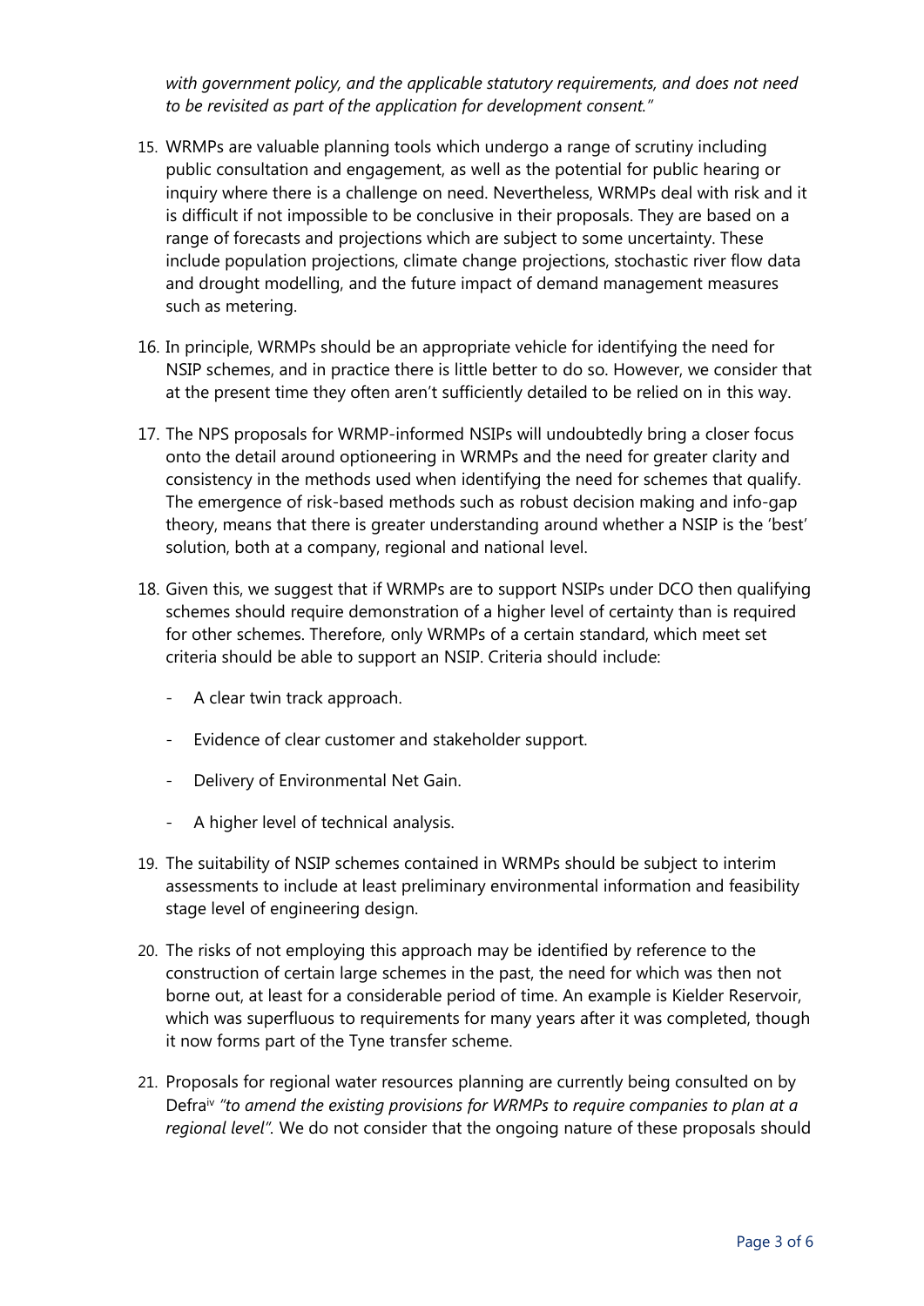*with government policy, and the applicable statutory requirements, and does not need to be revisited as part of the application for development consent."*

15. WRMPs are valuable planning tools which undergo a range of scrutiny including public consultation and engagement, as well as the potential for public hearing or inquiry where there is a challenge on need. Nevertheless, WRMPs deal with risk and it is difficult if not impossible to be conclusive in their proposals. They are based on a range of forecasts and projections which are subject to some uncertainty. These include population projections, climate change projections, stochastic river flow data and drought modelling, and the future impact of demand management measures such as metering.

16. In principle, WRMPs should be an appropriate vehicle for identifying the need for NSIP schemes, and in practice there is little better to do so. However, we consider that at the present time they often aren't sufficiently detailed to be relied on in this way.

17. The NPS proposals for WRMP-informed NSIPs will undoubtedly bring a closer focus onto the detail around optioneering in WRMPs and the need for greater clarity and consistency in the methods used when identifying the need for schemes that qualify. The emergence of risk-based methods such as robust decision making and info-gap theory, means that there is greater understanding around whether a NSIP is the 'best' solution, both at a company, regional and national level.

18. Given this, we suggest that if WRMPs are to support NSIPs under DCO then qualifying schemes should require demonstration of a higher level of certainty than is required for other schemes. Therefore, only WRMPs of a certain standard, which meet set criteria should be able to support an NSIP. Criteria should include:

    - A clear twin track approach.
    - Evidence of clear customer and stakeholder support.
    - Delivery of Environmental Net Gain.
    - A higher level of technical analysis.

19. The suitability of NSIP schemes contained in WRMPs should be subject to interim assessments to include at least preliminary environmental information and feasibility stage level of engineering design.

20. The risks of not employing this approach may be identified by reference to the construction of certain large schemes in the past, the need for which was then not borne out, at least for a considerable period of time. An example is Kielder Reservoir, which was superfluous to requirements for many years after it was completed, though it now forms part of the Tyne transfer scheme.

21. Proposals for regional water resources planning are currently being consulted on by Defra[iv] *"to amend the existing provisions for WRMPs to require companies to plan at a regional level".* We do not consider that the ongoing nature of these proposals should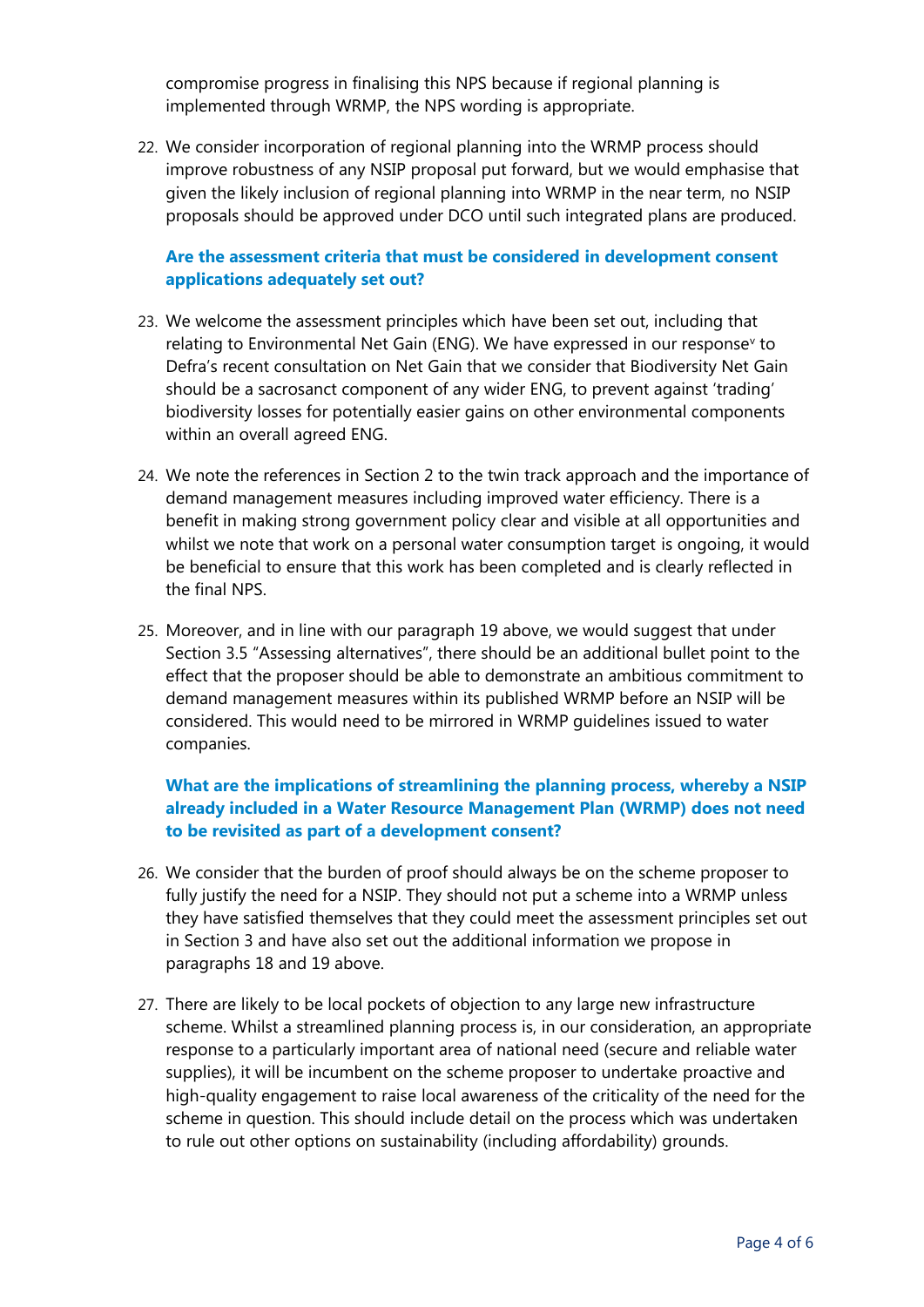compromise progress in finalising this NPS because if regional planning is implemented through WRMP, the NPS wording is appropriate.

22. We consider incorporation of regional planning into the WRMP process should improve robustness of any NSIP proposal put forward, but we would emphasise that given the likely inclusion of regional planning into WRMP in the near term, no NSIP proposals should be approved under DCO until such integrated plans are produced.

**Are the assessment criteria that must be considered in development consent applications adequately set out?**

23. We welcome the assessment principles which have been set out, including that relating to Environmental Net Gain (ENG). We have expressed in our response[v] to Defra's recent consultation on Net Gain that we consider that Biodiversity Net Gain should be a sacrosanct component of any wider ENG, to prevent against 'trading' biodiversity losses for potentially easier gains on other environmental components within an overall agreed ENG.

24. We note the references in Section 2 to the twin track approach and the importance of demand management measures including improved water efficiency. There is a benefit in making strong government policy clear and visible at all opportunities and whilst we note that work on a personal water consumption target is ongoing, it would be beneficial to ensure that this work has been completed and is clearly reflected in the final NPS.

25. Moreover, and in line with our paragraph 19 above, we would suggest that under Section 3.5 "Assessing alternatives", there should be an additional bullet point to the effect that the proposer should be able to demonstrate an ambitious commitment to demand management measures within its published WRMP before an NSIP will be considered. This would need to be mirrored in WRMP guidelines issued to water companies.

**What are the implications of streamlining the planning process, whereby a NSIP already included in a Water Resource Management Plan (WRMP) does not need to be revisited as part of a development consent?**

26. We consider that the burden of proof should always be on the scheme proposer to fully justify the need for a NSIP. They should not put a scheme into a WRMP unless they have satisfied themselves that they could meet the assessment principles set out in Section 3 and have also set out the additional information we propose in paragraphs 18 and 19 above.

27. There are likely to be local pockets of objection to any large new infrastructure scheme. Whilst a streamlined planning process is, in our consideration, an appropriate response to a particularly important area of national need (secure and reliable water supplies), it will be incumbent on the scheme proposer to undertake proactive and high-quality engagement to raise local awareness of the criticality of the need for the scheme in question. This should include detail on the process which was undertaken to rule out other options on sustainability (including affordability) grounds.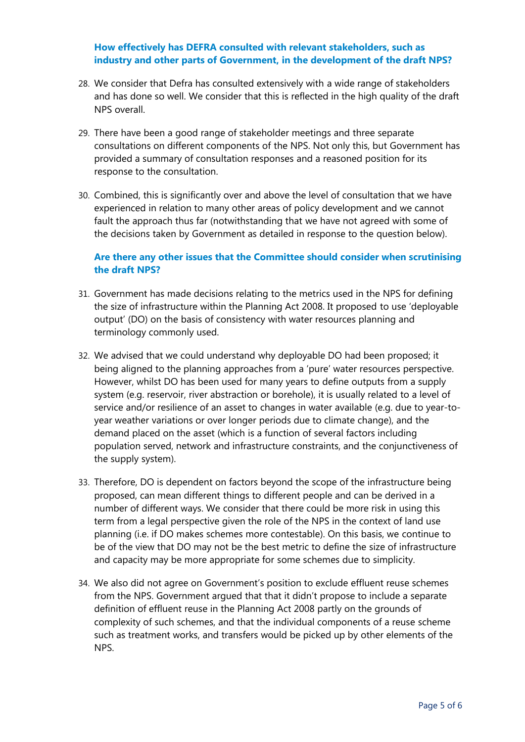**How effectively has DEFRA consulted with relevant stakeholders, such as industry and other parts of Government, in the development of the draft NPS?**

28. We consider that Defra has consulted extensively with a wide range of stakeholders and has done so well. We consider that this is reflected in the high quality of the draft NPS overall.

29. There have been a good range of stakeholder meetings and three separate consultations on different components of the NPS. Not only this, but Government has provided a summary of consultation responses and a reasoned position for its response to the consultation.

30. Combined, this is significantly over and above the level of consultation that we have experienced in relation to many other areas of policy development and we cannot fault the approach thus far (notwithstanding that we have not agreed with some of the decisions taken by Government as detailed in response to the question below).

**Are there any other issues that the Committee should consider when scrutinising the draft NPS?**

31. Government has made decisions relating to the metrics used in the NPS for defining the size of infrastructure within the Planning Act 2008. It proposed to use 'deployable output' (DO) on the basis of consistency with water resources planning and terminology commonly used.

32. We advised that we could understand why deployable DO had been proposed; it being aligned to the planning approaches from a 'pure' water resources perspective. However, whilst DO has been used for many years to define outputs from a supply system (e.g. reservoir, river abstraction or borehole), it is usually related to a level of service and/or resilience of an asset to changes in water available (e.g. due to year-to-year weather variations or over longer periods due to climate change), and the demand placed on the asset (which is a function of several factors including population served, network and infrastructure constraints, and the conjunctiveness of the supply system).

33. Therefore, DO is dependent on factors beyond the scope of the infrastructure being proposed, can mean different things to different people and can be derived in a number of different ways. We consider that there could be more risk in using this term from a legal perspective given the role of the NPS in the context of land use planning (i.e. if DO makes schemes more contestable). On this basis, we continue to be of the view that DO may not be the best metric to define the size of infrastructure and capacity may be more appropriate for some schemes due to simplicity.

34. We also did not agree on Government's position to exclude effluent reuse schemes from the NPS. Government argued that that it didn't propose to include a separate definition of effluent reuse in the Planning Act 2008 partly on the grounds of complexity of such schemes, and that the individual components of a reuse scheme such as treatment works, and transfers would be picked up by other elements of the NPS.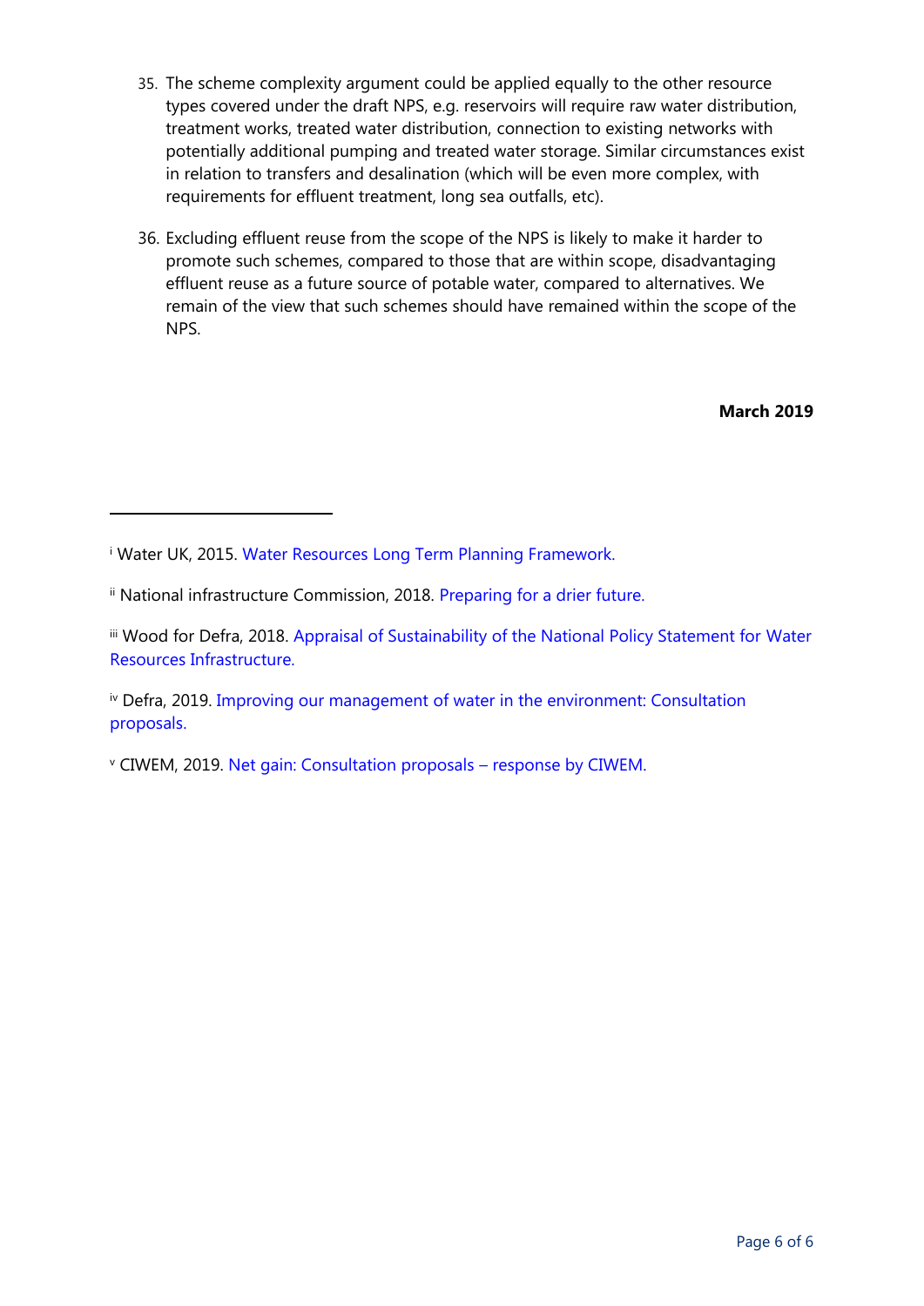35. The scheme complexity argument could be applied equally to the other resource types covered under the draft NPS, e.g. reservoirs will require raw water distribution, treatment works, treated water distribution, connection to existing networks with potentially additional pumping and treated water storage. Similar circumstances exist in relation to transfers and desalination (which will be even more complex, with requirements for effluent treatment, long sea outfalls, etc).

36. Excluding effluent reuse from the scope of the NPS is likely to make it harder to promote such schemes, compared to those that are within scope, disadvantaging effluent reuse as a future source of potable water, compared to alternatives. We remain of the view that such schemes should have remained within the scope of the NPS.

**March 2019**

---

[i] Water UK, 2015. Water Resources Long Term Planning Framework.

[ii] National infrastructure Commission, 2018. Preparing for a drier future.

[iii] Wood for Defra, 2018. Appraisal of Sustainability of the National Policy Statement for Water Resources Infrastructure.

[iv] Defra, 2019. Improving our management of water in the environment: Consultation proposals.

[v] CIWEM, 2019. Net gain: Consultation proposals – response by CIWEM.